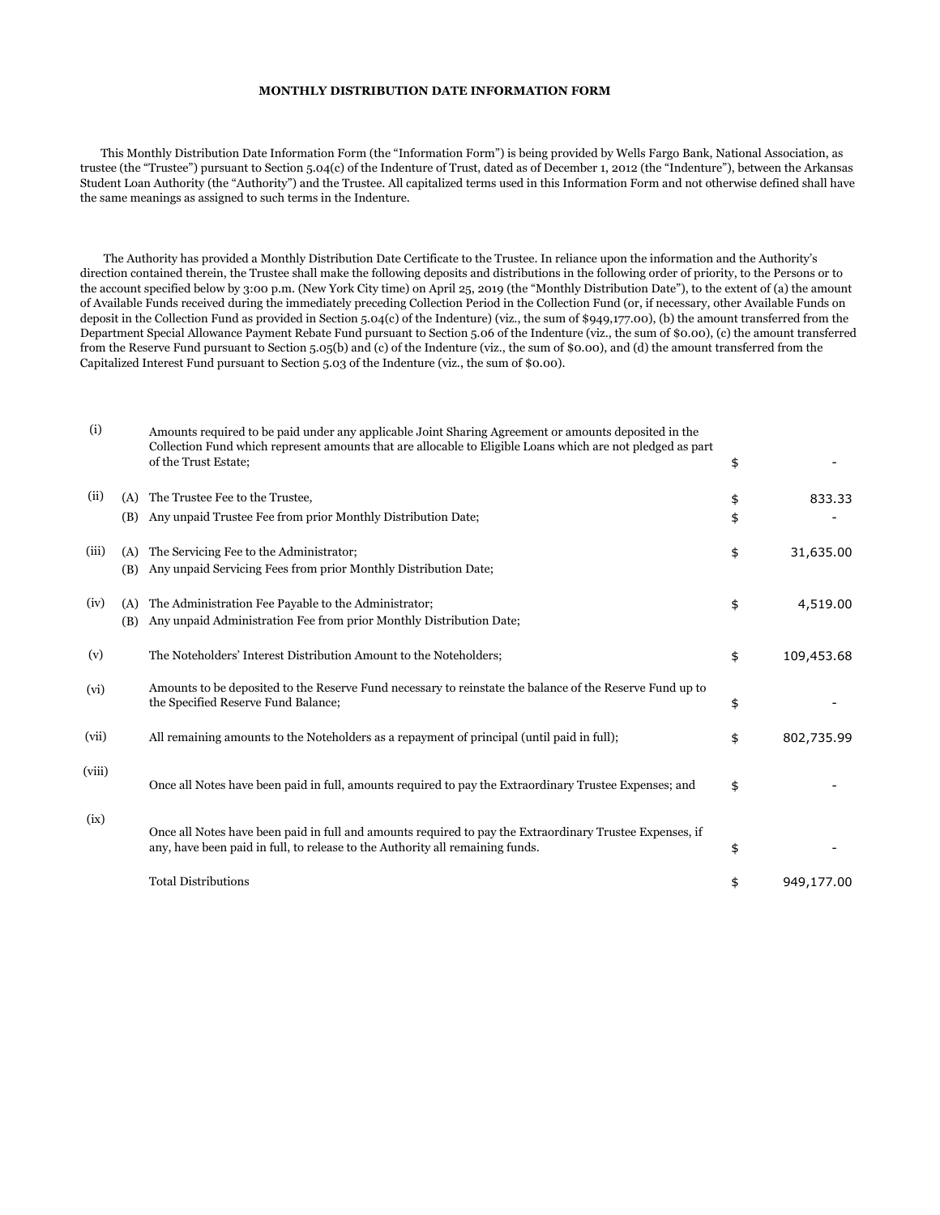# MONTHLY DISTRIBUTION DATE INFORMATION FORM

This Monthly Distribution Date Information Form (the "Information Form") is being provided by Wells Fargo Bank, National Association, as trustee (the "Trustee") pursuant to Section 5.04(c) of the Indenture of Trust, dated as of December 1, 2012 (the "Indenture"), between the Arkansas Student Loan Authority (the "Authority") and the Trustee. All capitalized terms used in this Information Form and not otherwise defined shall have the same meanings as assigned to such terms in the Indenture.

The Authority has provided a Monthly Distribution Date Certificate to the Trustee. In reliance upon the information and the Authority's direction contained therein, the Trustee shall make the following deposits and distributions in the following order of priority, to the Persons or to the account specified below by 3:00 p.m. (New York City time) on April 25, 2019 (the "Monthly Distribution Date"), to the extent of (a) the amount of Available Funds received during the immediately preceding Collection Period in the Collection Fund (or, if necessary, other Available Funds on deposit in the Collection Fund as provided in Section 5.04(c) of the Indenture) (viz., the sum of $949,177.00), (b) the amount transferred from the Department Special Allowance Payment Rebate Fund pursuant to Section 5.06 of the Indenture (viz., the sum of $0.00), (c) the amount transferred from the Reserve Fund pursuant to Section 5.05(b) and (c) of the Indenture (viz., the sum of $0.00), and (d) the amount transferred from the Capitalized Interest Fund pursuant to Section 5.03 of the Indenture (viz., the sum of $0.00).

| | | | | |
|---|---|---|---|---|
| (i) | | Amounts required to be paid under any applicable Joint Sharing Agreement or amounts deposited in the Collection Fund which represent amounts that are allocable to Eligible Loans which are not pledged as part of the Trust Estate; | $ | - |
| (ii) | (A) | The Trustee Fee to the Trustee, | $ | 833.33 |
| | (B) | Any unpaid Trustee Fee from prior Monthly Distribution Date; | $ | - |
| (iii) | (A) | The Servicing Fee to the Administrator; | $ | 31,635.00 |
| | (B) | Any unpaid Servicing Fees from prior Monthly Distribution Date; | | |
| (iv) | (A) | The Administration Fee Payable to the Administrator; | $ | 4,519.00 |
| | (B) | Any unpaid Administration Fee from prior Monthly Distribution Date; | | |
| (v) | | The Noteholders' Interest Distribution Amount to the Noteholders; | $ | 109,453.68 |
| (vi) | | Amounts to be deposited to the Reserve Fund necessary to reinstate the balance of the Reserve Fund up to the Specified Reserve Fund Balance; | $ | - |
| (vii) | | All remaining amounts to the Noteholders as a repayment of principal (until paid in full); | $ | 802,735.99 |
| (viii) | | Once all Notes have been paid in full, amounts required to pay the Extraordinary Trustee Expenses; and | $ | - |
| (ix) | | Once all Notes have been paid in full and amounts required to pay the Extraordinary Trustee Expenses, if any, have been paid in full, to release to the Authority all remaining funds. | $ | - |
| | | Total Distributions | $ | 949,177.00 |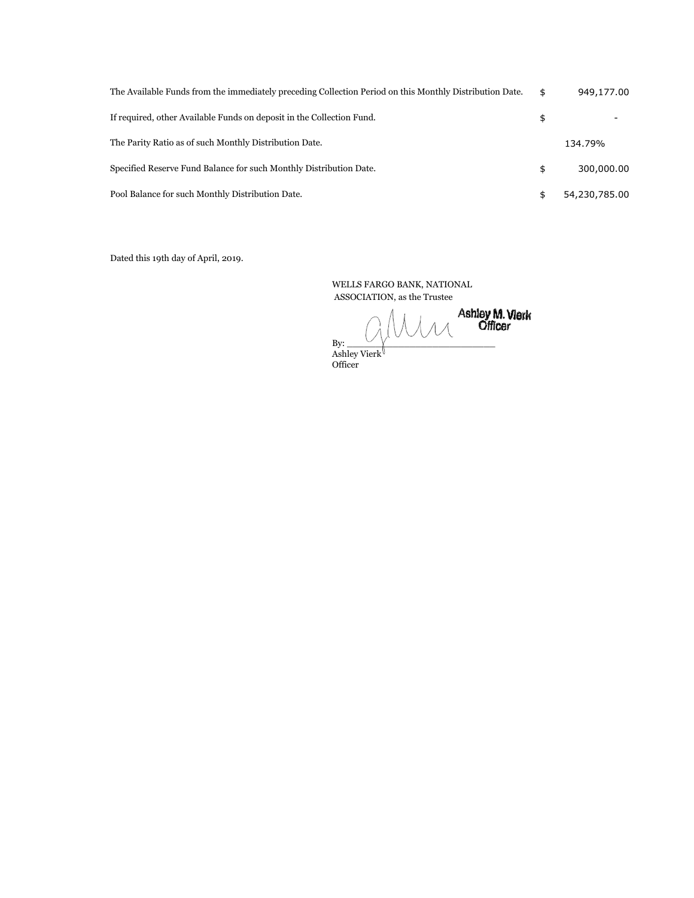| | | |
|---|---|---|
| The Available Funds from the immediately preceding Collection Period on this Monthly Distribution Date. | $ | 949,177.00 |
| If required, other Available Funds on deposit in the Collection Fund. | $ | - |
| The Parity Ratio as of such Monthly Distribution Date. | | 134.79% |
| Specified Reserve Fund Balance for such Monthly Distribution Date. | $ | 300,000.00 |
| Pool Balance for such Monthly Distribution Date. | $ | 54,230,785.00 |

Dated this 19th day of April, 2019.

WELLS FARGO BANK, NATIONAL ASSOCIATION, as the Trustee

Ashley M. Vierk
Officer

By: ___________________________
Ashley Vierk
Officer